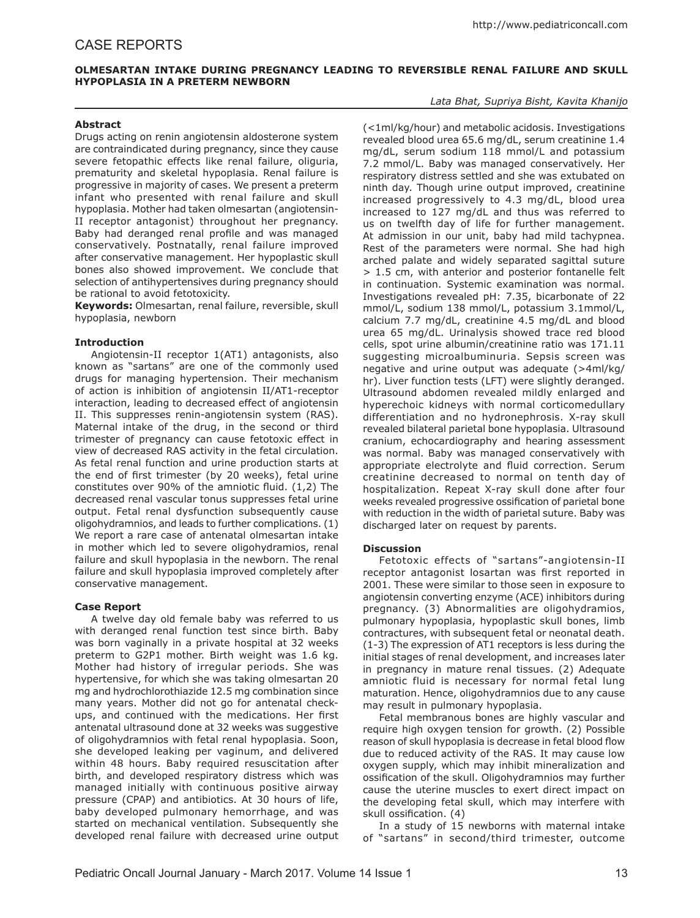# CASE REPORTS

## OLMESARTAN INTAKE DURING PREGNANCY LEADING TO REVERSIBLE RENAL FAILURE AND SKULL HYPOPLASIA IN A PRETERM NEWBORN

*Lata Bhat, Supriya Bisht, Kavita Khanijo*

### Abstract

Drugs acting on renin angiotensin aldosterone system are contraindicated during pregnancy, since they cause severe fetopathic effects like renal failure, oliguria, prematurity and skeletal hypoplasia. Renal failure is progressive in majority of cases. We present a preterm infant who presented with renal failure and skull hypoplasia. Mother had taken olmesartan (angiotensin-II receptor antagonist) throughout her pregnancy. Baby had deranged renal profile and was managed conservatively. Postnatally, renal failure improved after conservative management. Her hypoplastic skull bones also showed improvement. We conclude that selection of antihypertensives during pregnancy should be rational to avoid fetotoxicity.

**Keywords:** Olmesartan, renal failure, reversible, skull hypoplasia, newborn

### Introduction

Angiotensin-II receptor 1(AT1) antagonists, also known as "sartans" are one of the commonly used drugs for managing hypertension. Their mechanism of action is inhibition of angiotensin II/AT1-receptor interaction, leading to decreased effect of angiotensin II. This suppresses renin-angiotensin system (RAS). Maternal intake of the drug, in the second or third trimester of pregnancy can cause fetotoxic effect in view of decreased RAS activity in the fetal circulation. As fetal renal function and urine production starts at the end of first trimester (by 20 weeks), fetal urine constitutes over 90% of the amniotic fluid. (1,2) The decreased renal vascular tonus suppresses fetal urine output. Fetal renal dysfunction subsequently cause oligohydramnios, and leads to further complications. (1) We report a rare case of antenatal olmesartan intake in mother which led to severe oligohydramios, renal failure and skull hypoplasia in the newborn. The renal failure and skull hypoplasia improved completely after conservative management.

### Case Report

A twelve day old female baby was referred to us with deranged renal function test since birth. Baby was born vaginally in a private hospital at 32 weeks preterm to G2P1 mother. Birth weight was 1.6 kg. Mother had history of irregular periods. She was hypertensive, for which she was taking olmesartan 20 mg and hydrochlorothiazide 12.5 mg combination since many years. Mother did not go for antenatal check-ups, and continued with the medications. Her first antenatal ultrasound done at 32 weeks was suggestive of oligohydramnios with fetal renal hypoplasia. Soon, she developed leaking per vaginum, and delivered within 48 hours. Baby required resuscitation after birth, and developed respiratory distress which was managed initially with continuous positive airway pressure (CPAP) and antibiotics. At 30 hours of life, baby developed pulmonary hemorrhage, and was started on mechanical ventilation. Subsequently she developed renal failure with decreased urine output (<1ml/kg/hour) and metabolic acidosis. Investigations revealed blood urea 65.6 mg/dL, serum creatinine 1.4 mg/dL, serum sodium 118 mmol/L and potassium 7.2 mmol/L. Baby was managed conservatively. Her respiratory distress settled and she was extubated on ninth day. Though urine output improved, creatinine increased progressively to 4.3 mg/dL, blood urea increased to 127 mg/dL and thus was referred to us on twelfth day of life for further management. At admission in our unit, baby had mild tachypnea. Rest of the parameters were normal. She had high arched palate and widely separated sagittal suture > 1.5 cm, with anterior and posterior fontanelle felt in continuation. Systemic examination was normal. Investigations revealed pH: 7.35, bicarbonate of 22 mmol/L, sodium 138 mmol/L, potassium 3.1mmol/L, calcium 7.7 mg/dL, creatinine 4.5 mg/dL and blood urea 65 mg/dL. Urinalysis showed trace red blood cells, spot urine albumin/creatinine ratio was 171.11 suggesting microalbuminuria. Sepsis screen was negative and urine output was adequate (>4ml/kg/hr). Liver function tests (LFT) were slightly deranged. Ultrasound abdomen revealed mildly enlarged and hyperechoic kidneys with normal corticomedullary differentiation and no hydronephrosis. X-ray skull revealed bilateral parietal bone hypoplasia. Ultrasound cranium, echocardiography and hearing assessment was normal. Baby was managed conservatively with appropriate electrolyte and fluid correction. Serum creatinine decreased to normal on tenth day of hospitalization. Repeat X-ray skull done after four weeks revealed progressive ossification of parietal bone with reduction in the width of parietal suture. Baby was discharged later on request by parents.

### Discussion

Fetotoxic effects of "sartans"-angiotensin-II receptor antagonist losartan was first reported in 2001. These were similar to those seen in exposure to angiotensin converting enzyme (ACE) inhibitors during pregnancy. (3) Abnormalities are oligohydramios, pulmonary hypoplasia, hypoplastic skull bones, limb contractures, with subsequent fetal or neonatal death. (1-3) The expression of AT1 receptors is less during the initial stages of renal development, and increases later in pregnancy in mature renal tissues. (2) Adequate amniotic fluid is necessary for normal fetal lung maturation. Hence, oligohydramnios due to any cause may result in pulmonary hypoplasia.

Fetal membranous bones are highly vascular and require high oxygen tension for growth. (2) Possible reason of skull hypoplasia is decrease in fetal blood flow due to reduced activity of the RAS. It may cause low oxygen supply, which may inhibit mineralization and ossification of the skull. Oligohydramnios may further cause the uterine muscles to exert direct impact on the developing fetal skull, which may interfere with skull ossification. (4)

In a study of 15 newborns with maternal intake of "sartans" in second/third trimester, outcome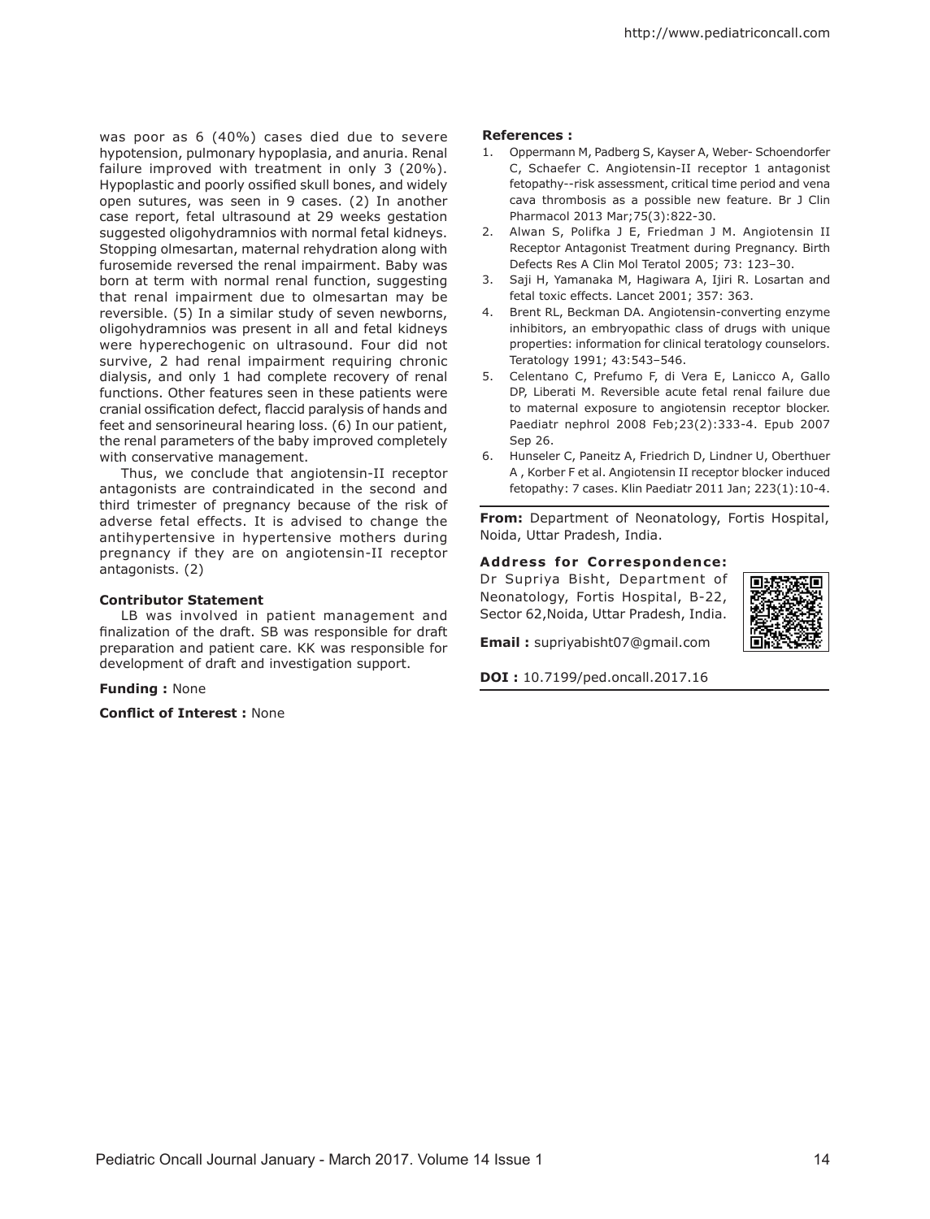was poor as 6 (40%) cases died due to severe hypotension, pulmonary hypoplasia, and anuria. Renal failure improved with treatment in only 3 (20%). Hypoplastic and poorly ossified skull bones, and widely open sutures, was seen in 9 cases. (2) In another case report, fetal ultrasound at 29 weeks gestation suggested oligohydramnios with normal fetal kidneys. Stopping olmesartan, maternal rehydration along with furosemide reversed the renal impairment. Baby was born at term with normal renal function, suggesting that renal impairment due to olmesartan may be reversible. (5) In a similar study of seven newborns, oligohydramnios was present in all and fetal kidneys were hyperechogenic on ultrasound. Four did not survive, 2 had renal impairment requiring chronic dialysis, and only 1 had complete recovery of renal functions. Other features seen in these patients were cranial ossification defect, flaccid paralysis of hands and feet and sensorineural hearing loss. (6) In our patient, the renal parameters of the baby improved completely with conservative management.

Thus, we conclude that angiotensin-II receptor antagonists are contraindicated in the second and third trimester of pregnancy because of the risk of adverse fetal effects. It is advised to change the antihypertensive in hypertensive mothers during pregnancy if they are on angiotensin-II receptor antagonists. (2)

**Contributor Statement**

LB was involved in patient management and finalization of the draft. SB was responsible for draft preparation and patient care. KK was responsible for development of draft and investigation support.

**Funding :** None

**Conflict of Interest :** None

**References :**

1. Oppermann M, Padberg S, Kayser A, Weber- Schoendorfer C, Schaefer C. Angiotensin-II receptor 1 antagonist fetopathy--risk assessment, critical time period and vena cava thrombosis as a possible new feature. Br J Clin Pharmacol 2013 Mar;75(3):822-30.
2. Alwan S, Polifka J E, Friedman J M. Angiotensin II Receptor Antagonist Treatment during Pregnancy. Birth Defects Res A Clin Mol Teratol 2005; 73: 123–30.
3. Saji H, Yamanaka M, Hagiwara A, Ijiri R. Losartan and fetal toxic effects. Lancet 2001; 357: 363.
4. Brent RL, Beckman DA. Angiotensin-converting enzyme inhibitors, an embryopathic class of drugs with unique properties: information for clinical teratology counselors. Teratology 1991; 43:543–546.
5. Celentano C, Prefumo F, di Vera E, Lanicco A, Gallo DP, Liberati M. Reversible acute fetal renal failure due to maternal exposure to angiotensin receptor blocker. Paediatr nephrol 2008 Feb;23(2):333-4. Epub 2007 Sep 26.
6. Hunseler C, Paneitz A, Friedrich D, Lindner U, Oberthuer A , Korber F et al. Angiotensin II receptor blocker induced fetopathy: 7 cases. Klin Paediatr 2011 Jan; 223(1):10-4.

**From:** Department of Neonatology, Fortis Hospital, Noida, Uttar Pradesh, India.

**Address for Correspondence:**
Dr Supriya Bisht, Department of Neonatology, Fortis Hospital, B-22, Sector 62,Noida, Uttar Pradesh, India.

**Email :** supriyabisht07@gmail.com

**DOI :** 10.7199/ped.oncall.2017.16